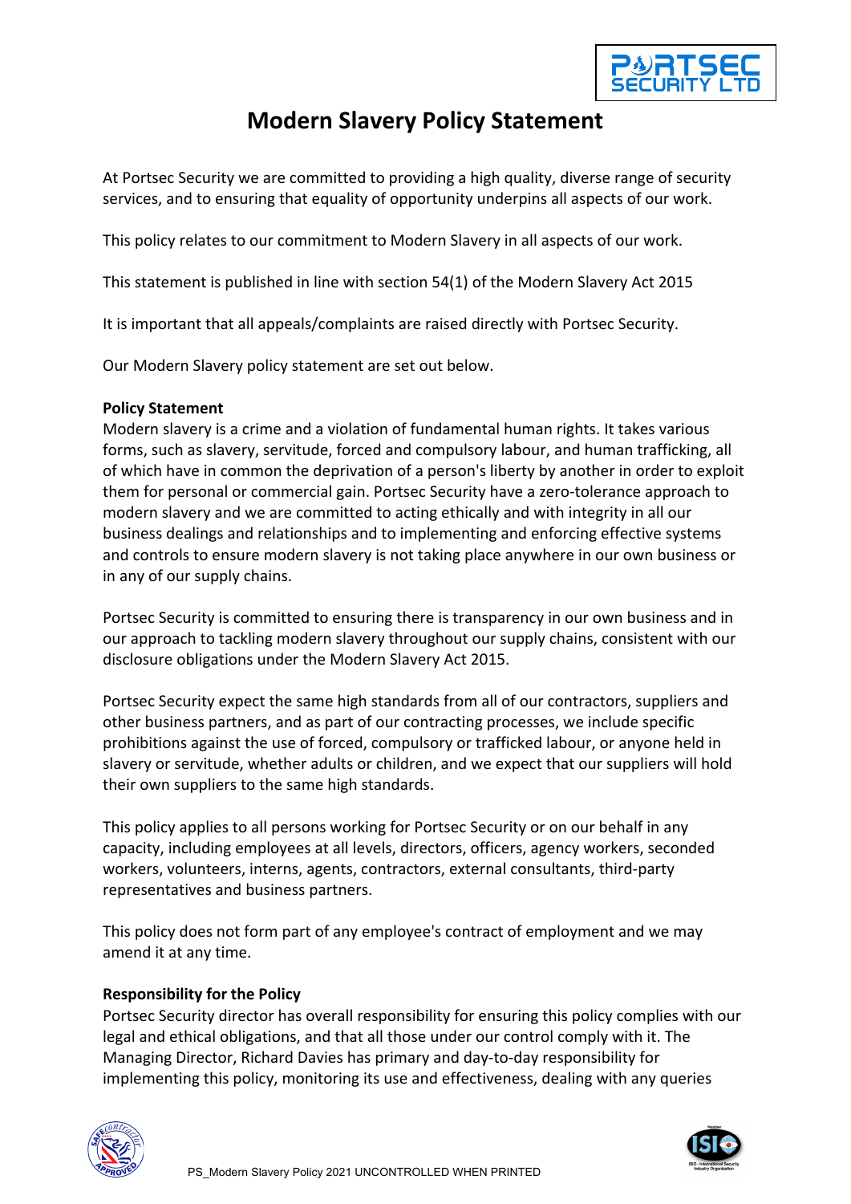# Modern Slavery Policy Statement

At Portsec Security we are committed to providing a high quality, diverse range of security services, and to ensuring that equality of opportunity underpins all aspects of our work.

This policy relates to our commitment to Modern Slavery in all aspects of our work.

This statement is published in line with section 54(1) of the Modern Slavery Act 2015

It is important that all appeals/complaints are raised directly with Portsec Security.

Our Modern Slavery policy statement are set out below.

**Policy Statement**
Modern slavery is a crime and a violation of fundamental human rights. It takes various forms, such as slavery, servitude, forced and compulsory labour, and human trafficking, all of which have in common the deprivation of a person's liberty by another in order to exploit them for personal or commercial gain. Portsec Security have a zero-tolerance approach to modern slavery and we are committed to acting ethically and with integrity in all our business dealings and relationships and to implementing and enforcing effective systems and controls to ensure modern slavery is not taking place anywhere in our own business or in any of our supply chains.

Portsec Security is committed to ensuring there is transparency in our own business and in our approach to tackling modern slavery throughout our supply chains, consistent with our disclosure obligations under the Modern Slavery Act 2015.

Portsec Security expect the same high standards from all of our contractors, suppliers and other business partners, and as part of our contracting processes, we include specific prohibitions against the use of forced, compulsory or trafficked labour, or anyone held in slavery or servitude, whether adults or children, and we expect that our suppliers will hold their own suppliers to the same high standards.

This policy applies to all persons working for Portsec Security or on our behalf in any capacity, including employees at all levels, directors, officers, agency workers, seconded workers, volunteers, interns, agents, contractors, external consultants, third-party representatives and business partners.

This policy does not form part of any employee's contract of employment and we may amend it at any time.

**Responsibility for the Policy**
Portsec Security director has overall responsibility for ensuring this policy complies with our legal and ethical obligations, and that all those under our control comply with it. The Managing Director, Richard Davies has primary and day-to-day responsibility for implementing this policy, monitoring its use and effectiveness, dealing with any queries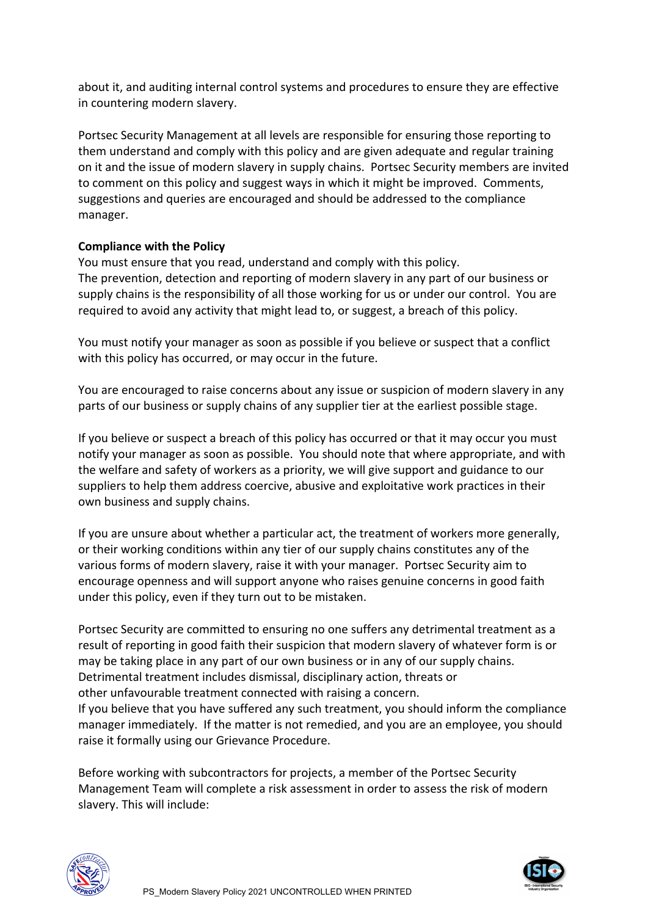about it, and auditing internal control systems and procedures to ensure they are effective in countering modern slavery.

Portsec Security Management at all levels are responsible for ensuring those reporting to them understand and comply with this policy and are given adequate and regular training on it and the issue of modern slavery in supply chains. Portsec Security members are invited to comment on this policy and suggest ways in which it might be improved. Comments, suggestions and queries are encouraged and should be addressed to the compliance manager.

**Compliance with the Policy**

You must ensure that you read, understand and comply with this policy.
The prevention, detection and reporting of modern slavery in any part of our business or supply chains is the responsibility of all those working for us or under our control. You are required to avoid any activity that might lead to, or suggest, a breach of this policy.

You must notify your manager as soon as possible if you believe or suspect that a conflict with this policy has occurred, or may occur in the future.

You are encouraged to raise concerns about any issue or suspicion of modern slavery in any parts of our business or supply chains of any supplier tier at the earliest possible stage.

If you believe or suspect a breach of this policy has occurred or that it may occur you must notify your manager as soon as possible. You should note that where appropriate, and with the welfare and safety of workers as a priority, we will give support and guidance to our suppliers to help them address coercive, abusive and exploitative work practices in their own business and supply chains.

If you are unsure about whether a particular act, the treatment of workers more generally, or their working conditions within any tier of our supply chains constitutes any of the various forms of modern slavery, raise it with your manager. Portsec Security aim to encourage openness and will support anyone who raises genuine concerns in good faith under this policy, even if they turn out to be mistaken.

Portsec Security are committed to ensuring no one suffers any detrimental treatment as a result of reporting in good faith their suspicion that modern slavery of whatever form is or may be taking place in any part of our own business or in any of our supply chains. Detrimental treatment includes dismissal, disciplinary action, threats or other unfavourable treatment connected with raising a concern.
If you believe that you have suffered any such treatment, you should inform the compliance manager immediately. If the matter is not remedied, and you are an employee, you should raise it formally using our Grievance Procedure.

Before working with subcontractors for projects, a member of the Portsec Security Management Team will complete a risk assessment in order to assess the risk of modern slavery. This will include: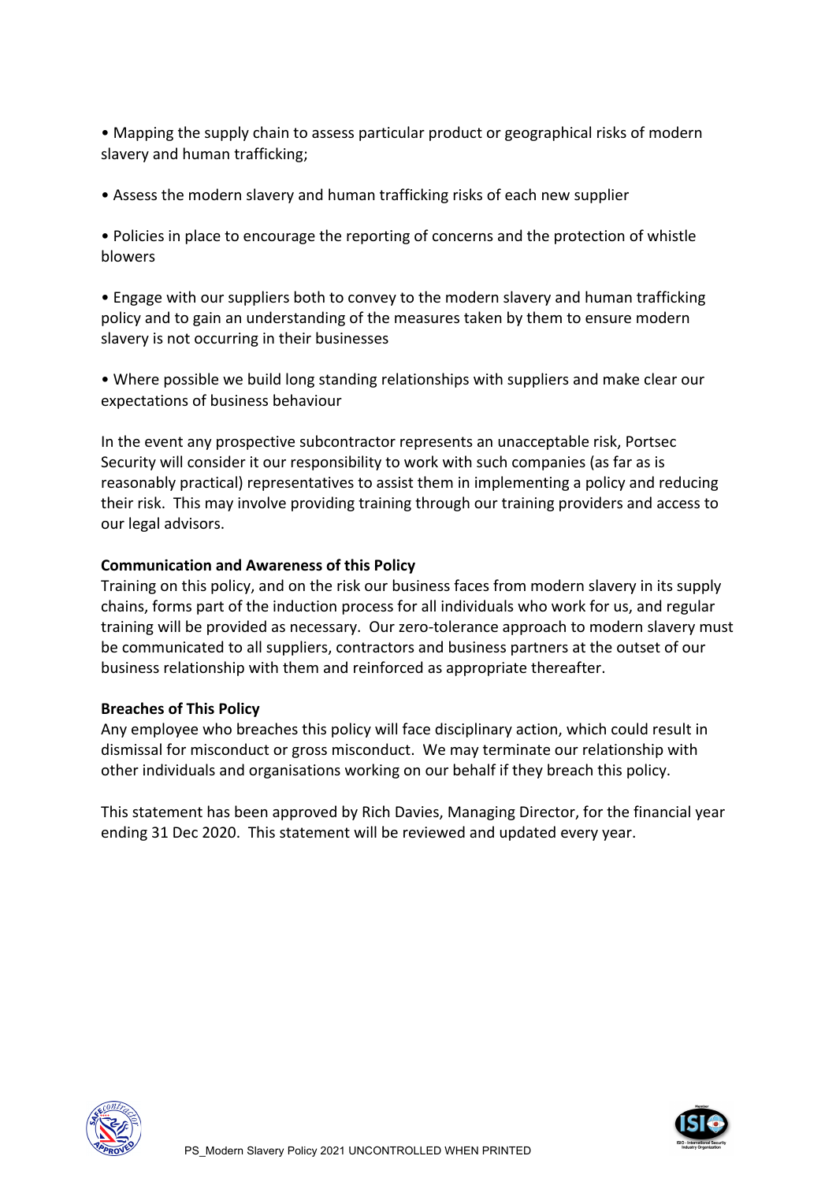- Mapping the supply chain to assess particular product or geographical risks of modern slavery and human trafficking;
- Assess the modern slavery and human trafficking risks of each new supplier
- Policies in place to encourage the reporting of concerns and the protection of whistle blowers
- Engage with our suppliers both to convey to the modern slavery and human trafficking policy and to gain an understanding of the measures taken by them to ensure modern slavery is not occurring in their businesses
- Where possible we build long standing relationships with suppliers and make clear our expectations of business behaviour

In the event any prospective subcontractor represents an unacceptable risk, Portsec Security will consider it our responsibility to work with such companies (as far as is reasonably practical) representatives to assist them in implementing a policy and reducing their risk. This may involve providing training through our training providers and access to our legal advisors.

**Communication and Awareness of this Policy**
Training on this policy, and on the risk our business faces from modern slavery in its supply chains, forms part of the induction process for all individuals who work for us, and regular training will be provided as necessary. Our zero-tolerance approach to modern slavery must be communicated to all suppliers, contractors and business partners at the outset of our business relationship with them and reinforced as appropriate thereafter.

**Breaches of This Policy**
Any employee who breaches this policy will face disciplinary action, which could result in dismissal for misconduct or gross misconduct. We may terminate our relationship with other individuals and organisations working on our behalf if they breach this policy.

This statement has been approved by Rich Davies, Managing Director, for the financial year ending 31 Dec 2020. This statement will be reviewed and updated every year.